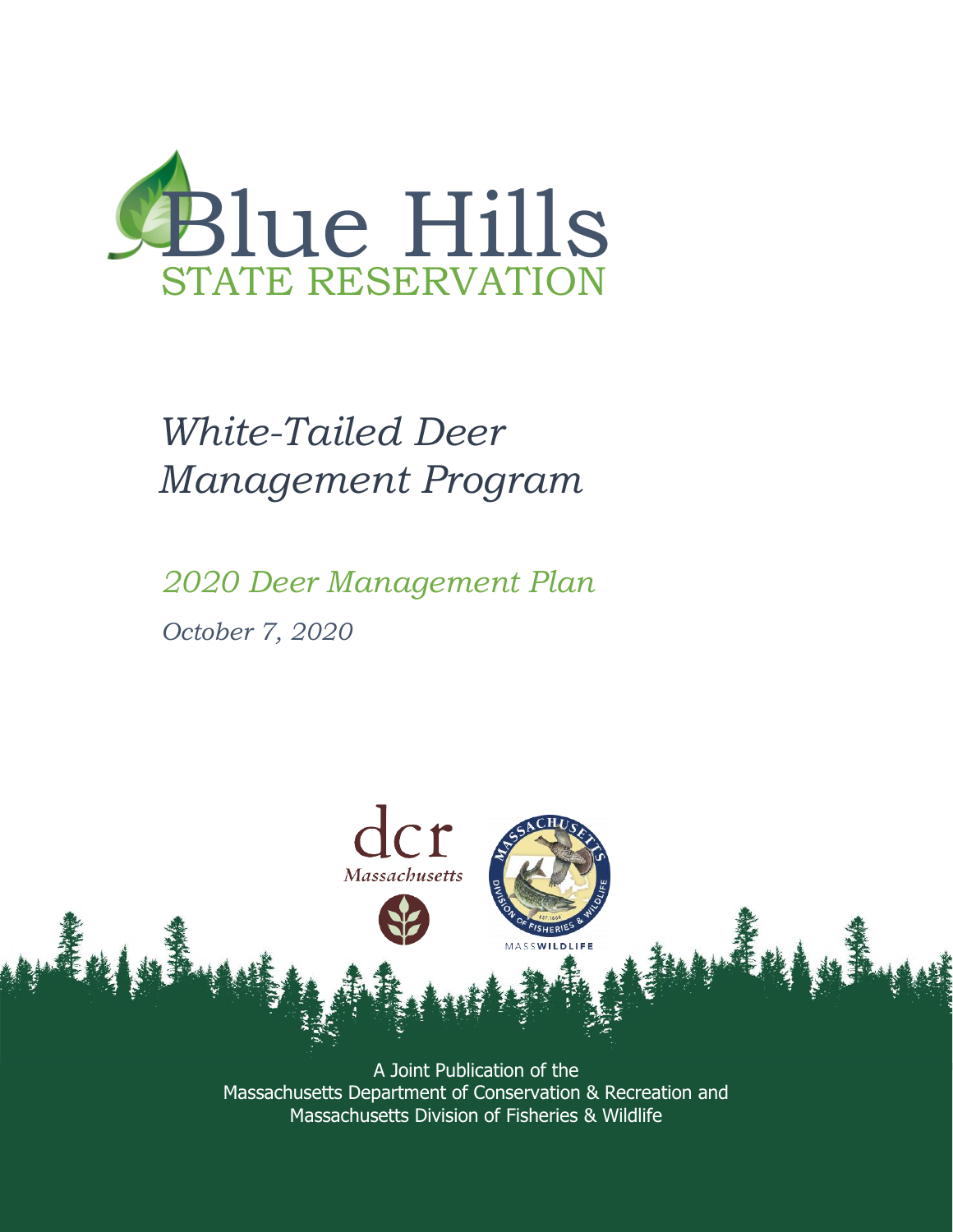# Blue Hills

STATE RESERVATION

## *White-Tailed Deer Management Program*

*2020 Deer Management Plan*

*October 7, 2020*

dcr
*Massachusetts*

MASSWILDLIFE

A Joint Publication of the
Massachusetts Department of Conservation & Recreation and
Massachusetts Division of Fisheries & Wildlife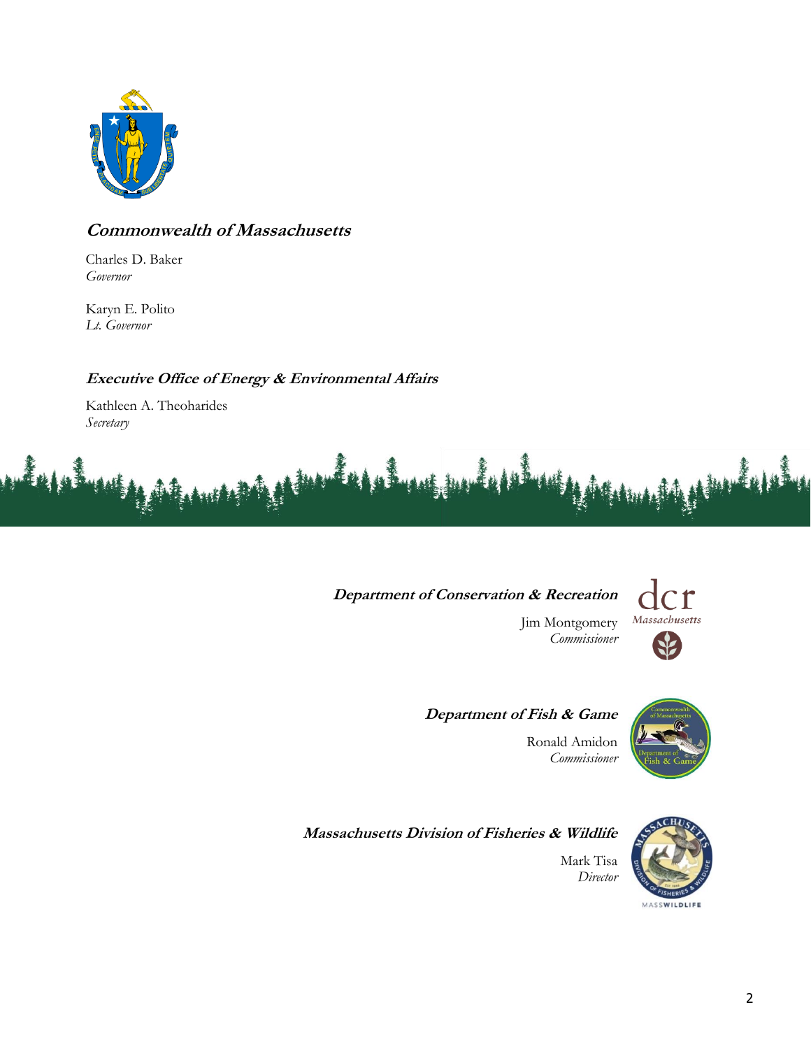***Commonwealth of Massachusetts***

Charles D. Baker
*Governor*

Karyn E. Polito
*Lt. Governor*

***Executive Office of Energy & Environmental Affairs***

Kathleen A. Theoharides
*Secretary*

***Department of Conservation & Recreation***

Jim Montgomery
*Commissioner*

***Department of Fish & Game***

Ronald Amidon
*Commissioner*

***Massachusetts Division of Fisheries & Wildlife***

Mark Tisa
*Director*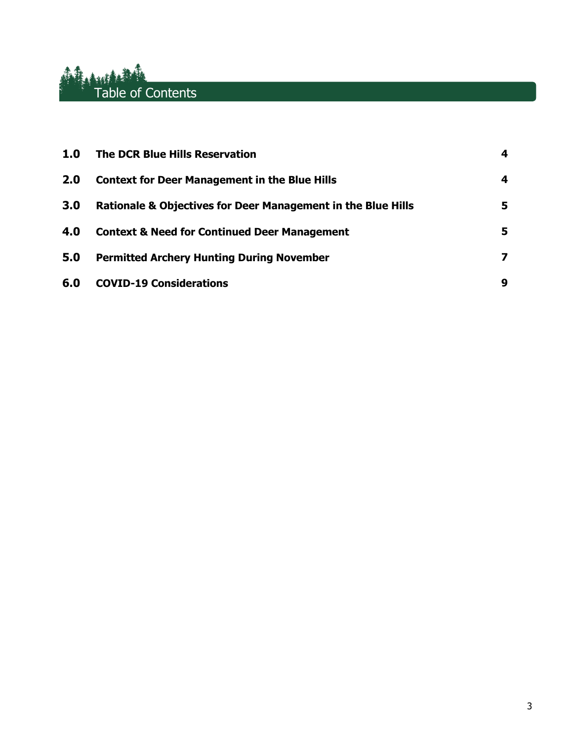# Table of Contents

| | | |
|---|---|---|
| **1.0** | **The DCR Blue Hills Reservation** | **4** |
| **2.0** | **Context for Deer Management in the Blue Hills** | **4** |
| **3.0** | **Rationale & Objectives for Deer Management in the Blue Hills** | **5** |
| **4.0** | **Context & Need for Continued Deer Management** | **5** |
| **5.0** | **Permitted Archery Hunting During November** | **7** |
| **6.0** | **COVID-19 Considerations** | **9** |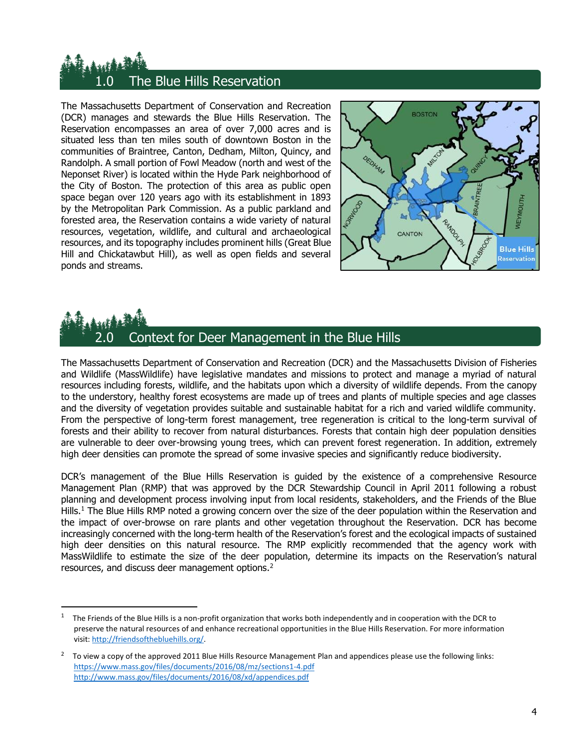# 1.0 The Blue Hills Reservation

The Massachusetts Department of Conservation and Recreation (DCR) manages and stewards the Blue Hills Reservation. The Reservation encompasses an area of over 7,000 acres and is situated less than ten miles south of downtown Boston in the communities of Braintree, Canton, Dedham, Milton, Quincy, and Randolph. A small portion of Fowl Meadow (north and west of the Neponset River) is located within the Hyde Park neighborhood of the City of Boston. The protection of this area as public open space began over 120 years ago with its establishment in 1893 by the Metropolitan Park Commission. As a public parkland and forested area, the Reservation contains a wide variety of natural resources, vegetation, wildlife, and cultural and archaeological resources, and its topography includes prominent hills (Great Blue Hill and Chickatawbut Hill), as well as open fields and several ponds and streams.

# 2.0 Context for Deer Management in the Blue Hills

The Massachusetts Department of Conservation and Recreation (DCR) and the Massachusetts Division of Fisheries and Wildlife (MassWildlife) have legislative mandates and missions to protect and manage a myriad of natural resources including forests, wildlife, and the habitats upon which a diversity of wildlife depends. From the canopy to the understory, healthy forest ecosystems are made up of trees and plants of multiple species and age classes and the diversity of vegetation provides suitable and sustainable habitat for a rich and varied wildlife community. From the perspective of long-term forest management, tree regeneration is critical to the long-term survival of forests and their ability to recover from natural disturbances. Forests that contain high deer population densities are vulnerable to deer over-browsing young trees, which can prevent forest regeneration. In addition, extremely high deer densities can promote the spread of some invasive species and significantly reduce biodiversity.

DCR's management of the Blue Hills Reservation is guided by the existence of a comprehensive Resource Management Plan (RMP) that was approved by the DCR Stewardship Council in April 2011 following a robust planning and development process involving input from local residents, stakeholders, and the Friends of the Blue Hills.[1] The Blue Hills RMP noted a growing concern over the size of the deer population within the Reservation and the impact of over-browse on rare plants and other vegetation throughout the Reservation. DCR has become increasingly concerned with the long-term health of the Reservation's forest and the ecological impacts of sustained high deer densities on this natural resource. The RMP explicitly recommended that the agency work with MassWildlife to estimate the size of the deer population, determine its impacts on the Reservation's natural resources, and discuss deer management options.[2]

---

[1] The Friends of the Blue Hills is a non-profit organization that works both independently and in cooperation with the DCR to preserve the natural resources of and enhance recreational opportunities in the Blue Hills Reservation. For more information visit: http://friendsofthebluehills.org/.

[2] To view a copy of the approved 2011 Blue Hills Resource Management Plan and appendices please use the following links:
https://www.mass.gov/files/documents/2016/08/mz/sections1-4.pdf
http://www.mass.gov/files/documents/2016/08/xd/appendices.pdf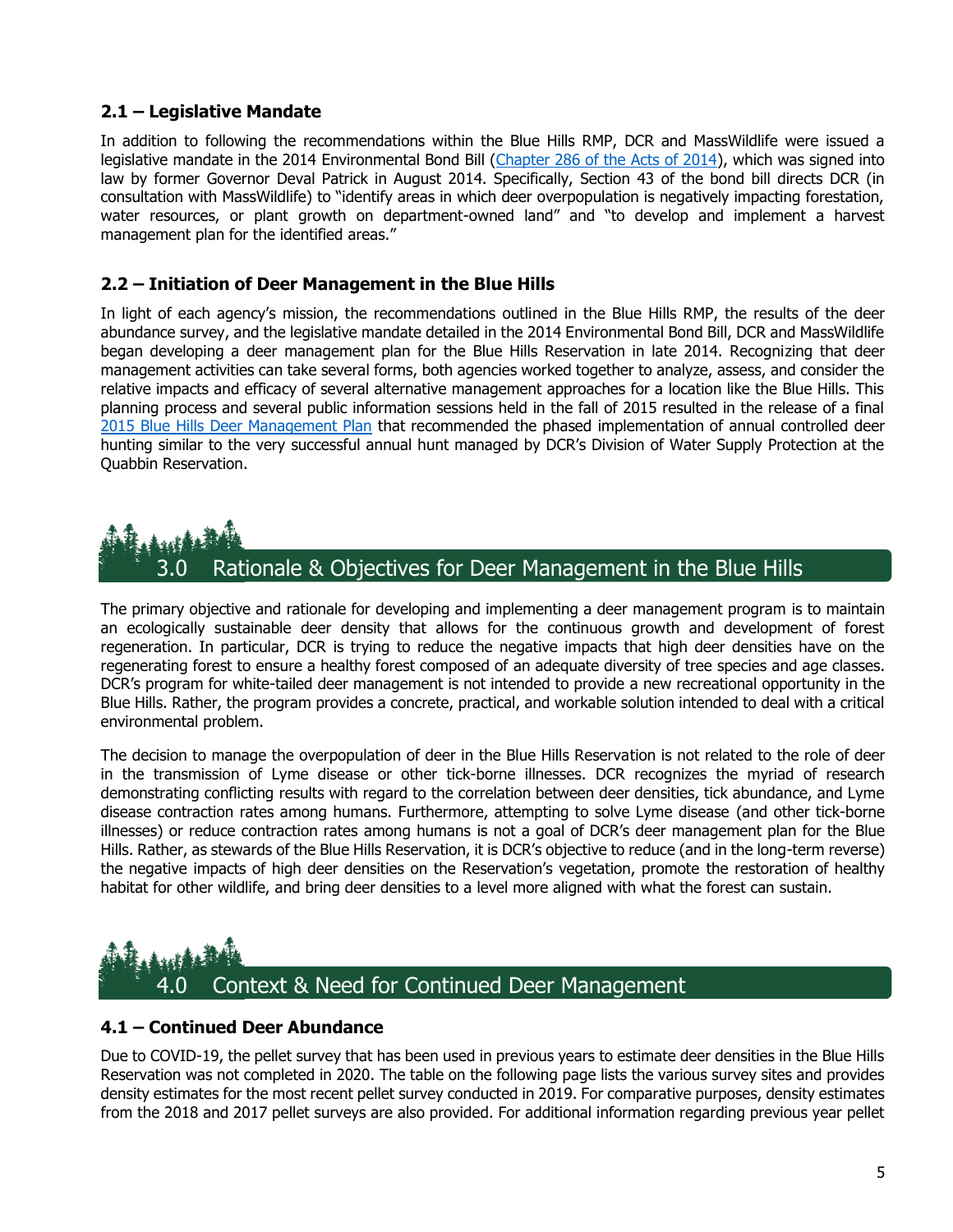### 2.1 – Legislative Mandate

In addition to following the recommendations within the Blue Hills RMP, DCR and MassWildlife were issued a legislative mandate in the 2014 Environmental Bond Bill (Chapter 286 of the Acts of 2014), which was signed into law by former Governor Deval Patrick in August 2014. Specifically, Section 43 of the bond bill directs DCR (in consultation with MassWildlife) to "identify areas in which deer overpopulation is negatively impacting forestation, water resources, or plant growth on department-owned land" and "to develop and implement a harvest management plan for the identified areas."

### 2.2 – Initiation of Deer Management in the Blue Hills

In light of each agency's mission, the recommendations outlined in the Blue Hills RMP, the results of the deer abundance survey, and the legislative mandate detailed in the 2014 Environmental Bond Bill, DCR and MassWildlife began developing a deer management plan for the Blue Hills Reservation in late 2014. Recognizing that deer management activities can take several forms, both agencies worked together to analyze, assess, and consider the relative impacts and efficacy of several alternative management approaches for a location like the Blue Hills. This planning process and several public information sessions held in the fall of 2015 resulted in the release of a final 2015 Blue Hills Deer Management Plan that recommended the phased implementation of annual controlled deer hunting similar to the very successful annual hunt managed by DCR's Division of Water Supply Protection at the Quabbin Reservation.

## 3.0 Rationale & Objectives for Deer Management in the Blue Hills

The primary objective and rationale for developing and implementing a deer management program is to maintain an ecologically sustainable deer density that allows for the continuous growth and development of forest regeneration. In particular, DCR is trying to reduce the negative impacts that high deer densities have on the regenerating forest to ensure a healthy forest composed of an adequate diversity of tree species and age classes. DCR's program for white-tailed deer management is not intended to provide a new recreational opportunity in the Blue Hills. Rather, the program provides a concrete, practical, and workable solution intended to deal with a critical environmental problem.

The decision to manage the overpopulation of deer in the Blue Hills Reservation is not related to the role of deer in the transmission of Lyme disease or other tick-borne illnesses. DCR recognizes the myriad of research demonstrating conflicting results with regard to the correlation between deer densities, tick abundance, and Lyme disease contraction rates among humans. Furthermore, attempting to solve Lyme disease (and other tick-borne illnesses) or reduce contraction rates among humans is not a goal of DCR's deer management plan for the Blue Hills. Rather, as stewards of the Blue Hills Reservation, it is DCR's objective to reduce (and in the long-term reverse) the negative impacts of high deer densities on the Reservation's vegetation, promote the restoration of healthy habitat for other wildlife, and bring deer densities to a level more aligned with what the forest can sustain.

## 4.0 Context & Need for Continued Deer Management

### 4.1 – Continued Deer Abundance

Due to COVID-19, the pellet survey that has been used in previous years to estimate deer densities in the Blue Hills Reservation was not completed in 2020. The table on the following page lists the various survey sites and provides density estimates for the most recent pellet survey conducted in 2019. For comparative purposes, density estimates from the 2018 and 2017 pellet surveys are also provided. For additional information regarding previous year pellet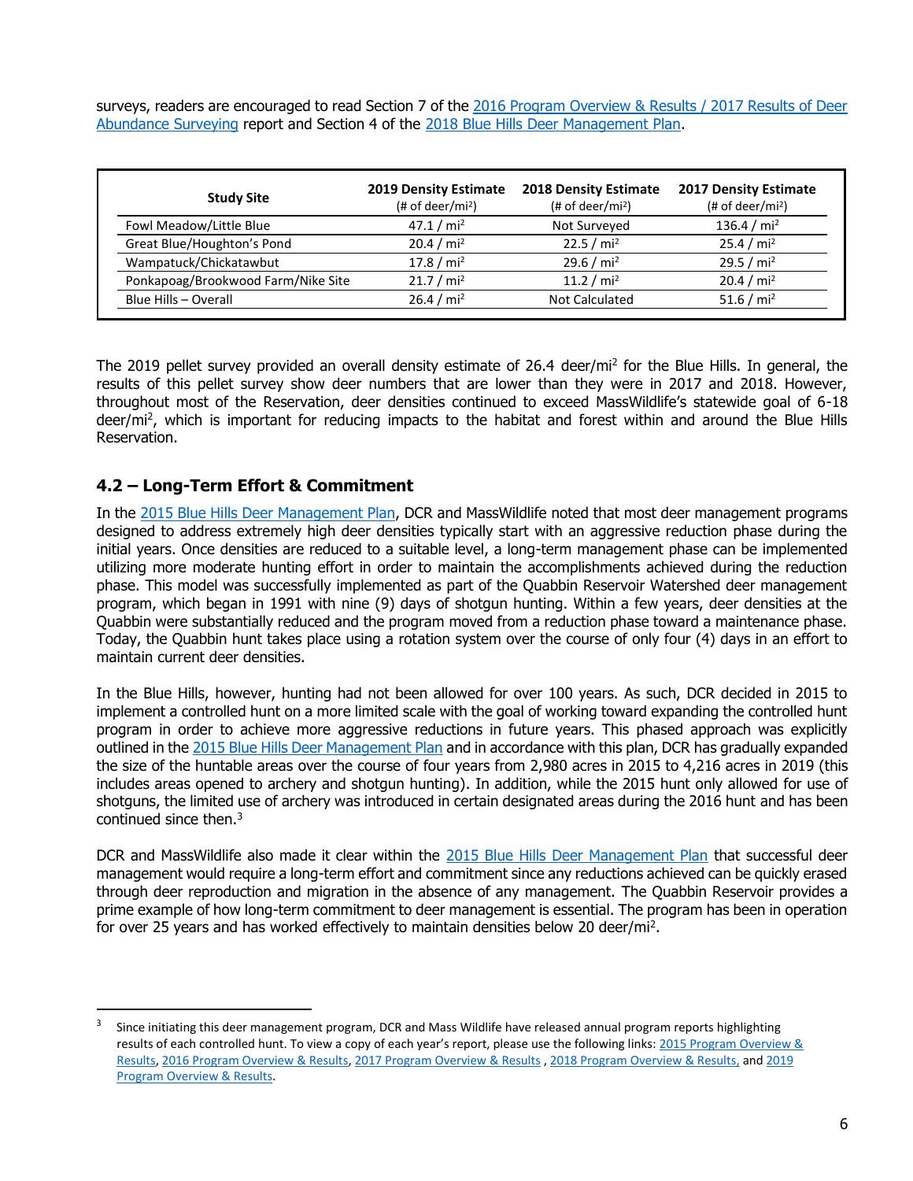surveys, readers are encouraged to read Section 7 of the 2016 Program Overview & Results / 2017 Results of Deer Abundance Surveying report and Section 4 of the 2018 Blue Hills Deer Management Plan.

| Study Site | 2019 Density Estimate (# of deer/mi$^2$) | 2018 Density Estimate (# of deer/mi$^2$) | 2017 Density Estimate (# of deer/mi$^2$) |
|---|---|---|---|
| Fowl Meadow/Little Blue | 47.1 / mi$^2$ | Not Surveyed | 136.4 / mi$^2$ |
| Great Blue/Houghton's Pond | 20.4 / mi$^2$ | 22.5 / mi$^2$ | 25.4 / mi$^2$ |
| Wampatuck/Chickatawbut | 17.8 / mi$^2$ | 29.6 / mi$^2$ | 29.5 / mi$^2$ |
| Ponkapoag/Brookwood Farm/Nike Site | 21.7 / mi$^2$ | 11.2 / mi$^2$ | 20.4 / mi$^2$ |
| Blue Hills – Overall | 26.4 / mi$^2$ | Not Calculated | 51.6 / mi$^2$ |

The 2019 pellet survey provided an overall density estimate of 26.4 deer/mi$^2$ for the Blue Hills. In general, the results of this pellet survey show deer numbers that are lower than they were in 2017 and 2018. However, throughout most of the Reservation, deer densities continued to exceed MassWildlife's statewide goal of 6-18 deer/mi$^2$, which is important for reducing impacts to the habitat and forest within and around the Blue Hills Reservation.

## 4.2 – Long-Term Effort & Commitment

In the 2015 Blue Hills Deer Management Plan, DCR and MassWildlife noted that most deer management programs designed to address extremely high deer densities typically start with an aggressive reduction phase during the initial years. Once densities are reduced to a suitable level, a long-term management phase can be implemented utilizing more moderate hunting effort in order to maintain the accomplishments achieved during the reduction phase. This model was successfully implemented as part of the Quabbin Reservoir Watershed deer management program, which began in 1991 with nine (9) days of shotgun hunting. Within a few years, deer densities at the Quabbin were substantially reduced and the program moved from a reduction phase toward a maintenance phase. Today, the Quabbin hunt takes place using a rotation system over the course of only four (4) days in an effort to maintain current deer densities.

In the Blue Hills, however, hunting had not been allowed for over 100 years. As such, DCR decided in 2015 to implement a controlled hunt on a more limited scale with the goal of working toward expanding the controlled hunt program in order to achieve more aggressive reductions in future years. This phased approach was explicitly outlined in the 2015 Blue Hills Deer Management Plan and in accordance with this plan, DCR has gradually expanded the size of the huntable areas over the course of four years from 2,980 acres in 2015 to 4,216 acres in 2019 (this includes areas opened to archery and shotgun hunting). In addition, while the 2015 hunt only allowed for use of shotguns, the limited use of archery was introduced in certain designated areas during the 2016 hunt and has been continued since then.[3]

DCR and MassWildlife also made it clear within the 2015 Blue Hills Deer Management Plan that successful deer management would require a long-term effort and commitment since any reductions achieved can be quickly erased through deer reproduction and migration in the absence of any management. The Quabbin Reservoir provides a prime example of how long-term commitment to deer management is essential. The program has been in operation for over 25 years and has worked effectively to maintain densities below 20 deer/mi$^2$.

[3] Since initiating this deer management program, DCR and Mass Wildlife have released annual program reports highlighting results of each controlled hunt. To view a copy of each year's report, please use the following links: 2015 Program Overview & Results, 2016 Program Overview & Results, 2017 Program Overview & Results , 2018 Program Overview & Results, and 2019 Program Overview & Results.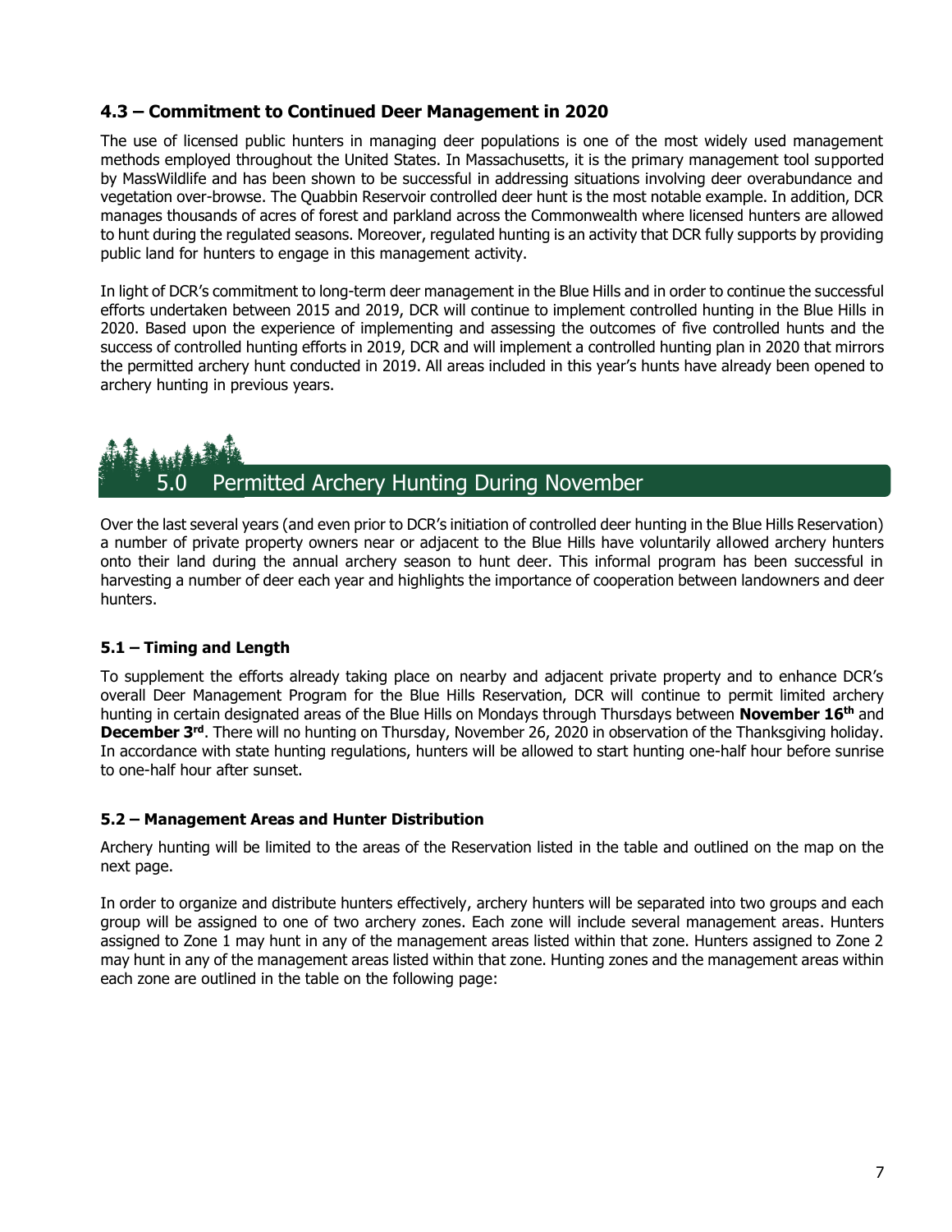### 4.3 – Commitment to Continued Deer Management in 2020

The use of licensed public hunters in managing deer populations is one of the most widely used management methods employed throughout the United States. In Massachusetts, it is the primary management tool supported by MassWildlife and has been shown to be successful in addressing situations involving deer overabundance and vegetation over-browse. The Quabbin Reservoir controlled deer hunt is the most notable example. In addition, DCR manages thousands of acres of forest and parkland across the Commonwealth where licensed hunters are allowed to hunt during the regulated seasons. Moreover, regulated hunting is an activity that DCR fully supports by providing public land for hunters to engage in this management activity.

In light of DCR's commitment to long-term deer management in the Blue Hills and in order to continue the successful efforts undertaken between 2015 and 2019, DCR will continue to implement controlled hunting in the Blue Hills in 2020. Based upon the experience of implementing and assessing the outcomes of five controlled hunts and the success of controlled hunting efforts in 2019, DCR and will implement a controlled hunting plan in 2020 that mirrors the permitted archery hunt conducted in 2019. All areas included in this year's hunts have already been opened to archery hunting in previous years.

## 5.0 Permitted Archery Hunting During November

Over the last several years (and even prior to DCR's initiation of controlled deer hunting in the Blue Hills Reservation) a number of private property owners near or adjacent to the Blue Hills have voluntarily allowed archery hunters onto their land during the annual archery season to hunt deer. This informal program has been successful in harvesting a number of deer each year and highlights the importance of cooperation between landowners and deer hunters.

### 5.1 – Timing and Length

To supplement the efforts already taking place on nearby and adjacent private property and to enhance DCR's overall Deer Management Program for the Blue Hills Reservation, DCR will continue to permit limited archery hunting in certain designated areas of the Blue Hills on Mondays through Thursdays between **November 16th** and **December 3rd**. There will no hunting on Thursday, November 26, 2020 in observation of the Thanksgiving holiday. In accordance with state hunting regulations, hunters will be allowed to start hunting one-half hour before sunrise to one-half hour after sunset.

### 5.2 – Management Areas and Hunter Distribution

Archery hunting will be limited to the areas of the Reservation listed in the table and outlined on the map on the next page.

In order to organize and distribute hunters effectively, archery hunters will be separated into two groups and each group will be assigned to one of two archery zones. Each zone will include several management areas. Hunters assigned to Zone 1 may hunt in any of the management areas listed within that zone. Hunters assigned to Zone 2 may hunt in any of the management areas listed within that zone. Hunting zones and the management areas within each zone are outlined in the table on the following page: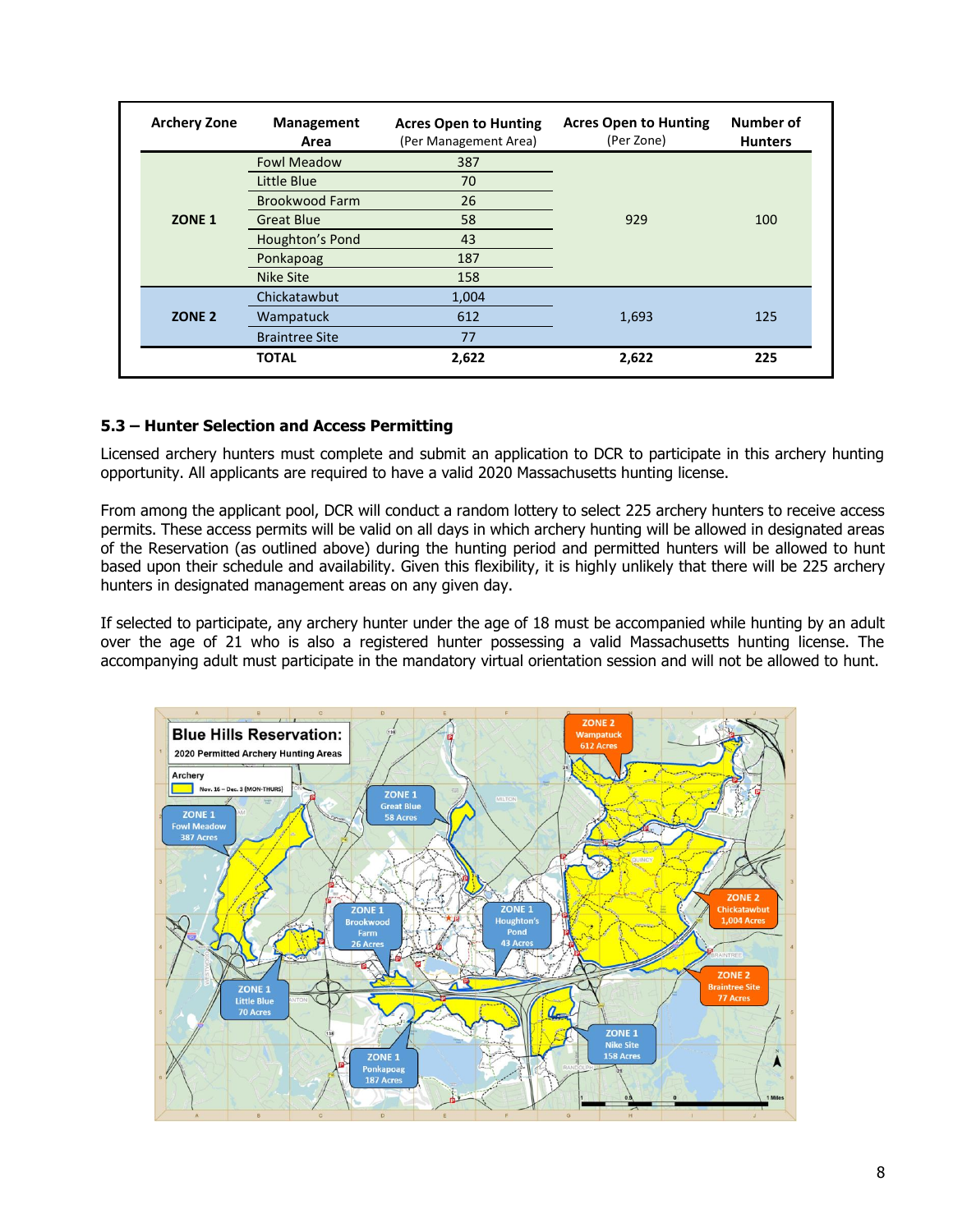| Archery Zone | Management Area | Acres Open to Hunting (Per Management Area) | Acres Open to Hunting (Per Zone) | Number of Hunters |
|---|---|---|---|---|
| ZONE 1 | Fowl Meadow | 387 | 929 | 100 |
| | Little Blue | 70 | | |
| | Brookwood Farm | 26 | | |
| | Great Blue | 58 | | |
| | Houghton's Pond | 43 | | |
| | Ponkapoag | 187 | | |
| | Nike Site | 158 | | |
| ZONE 2 | Chickatawbut | 1,004 | 1,693 | 125 |
| | Wampatuck | 612 | | |
| | Braintree Site | 77 | | |
| | **TOTAL** | **2,622** | **2,622** | **225** |

### 5.3 – Hunter Selection and Access Permitting

Licensed archery hunters must complete and submit an application to DCR to participate in this archery hunting opportunity. All applicants are required to have a valid 2020 Massachusetts hunting license.

From among the applicant pool, DCR will conduct a random lottery to select 225 archery hunters to receive access permits. These access permits will be valid on all days in which archery hunting will be allowed in designated areas of the Reservation (as outlined above) during the hunting period and permitted hunters will be allowed to hunt based upon their schedule and availability. Given this flexibility, it is highly unlikely that there will be 225 archery hunters in designated management areas on any given day.

If selected to participate, any archery hunter under the age of 18 must be accompanied while hunting by an adult over the age of 21 who is also a registered hunter possessing a valid Massachusetts hunting license. The accompanying adult must participate in the mandatory virtual orientation session and will not be allowed to hunt.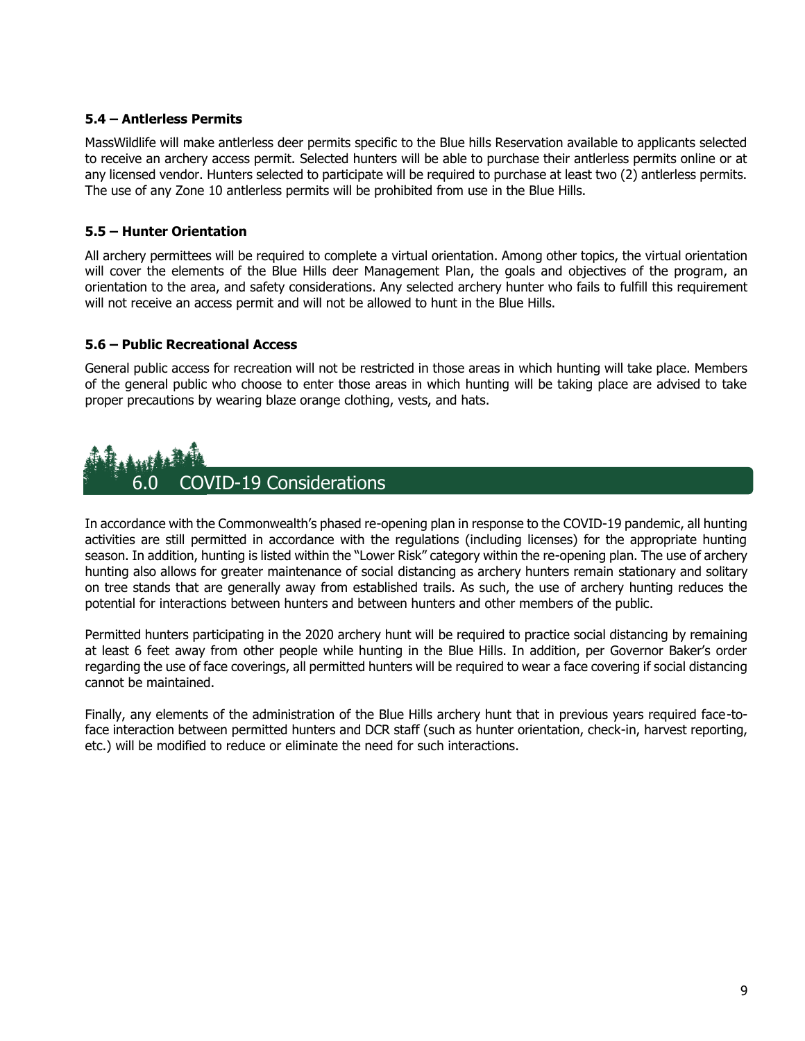### 5.4 – Antlerless Permits

MassWildlife will make antlerless deer permits specific to the Blue hills Reservation available to applicants selected to receive an archery access permit. Selected hunters will be able to purchase their antlerless permits online or at any licensed vendor. Hunters selected to participate will be required to purchase at least two (2) antlerless permits. The use of any Zone 10 antlerless permits will be prohibited from use in the Blue Hills.

### 5.5 – Hunter Orientation

All archery permittees will be required to complete a virtual orientation. Among other topics, the virtual orientation will cover the elements of the Blue Hills deer Management Plan, the goals and objectives of the program, an orientation to the area, and safety considerations. Any selected archery hunter who fails to fulfill this requirement will not receive an access permit and will not be allowed to hunt in the Blue Hills.

### 5.6 – Public Recreational Access

General public access for recreation will not be restricted in those areas in which hunting will take place. Members of the general public who choose to enter those areas in which hunting will be taking place are advised to take proper precautions by wearing blaze orange clothing, vests, and hats.

## 6.0 COVID-19 Considerations

In accordance with the Commonwealth's phased re-opening plan in response to the COVID-19 pandemic, all hunting activities are still permitted in accordance with the regulations (including licenses) for the appropriate hunting season. In addition, hunting is listed within the "Lower Risk" category within the re-opening plan. The use of archery hunting also allows for greater maintenance of social distancing as archery hunters remain stationary and solitary on tree stands that are generally away from established trails. As such, the use of archery hunting reduces the potential for interactions between hunters and between hunters and other members of the public.

Permitted hunters participating in the 2020 archery hunt will be required to practice social distancing by remaining at least 6 feet away from other people while hunting in the Blue Hills. In addition, per Governor Baker's order regarding the use of face coverings, all permitted hunters will be required to wear a face covering if social distancing cannot be maintained.

Finally, any elements of the administration of the Blue Hills archery hunt that in previous years required face-to-face interaction between permitted hunters and DCR staff (such as hunter orientation, check-in, harvest reporting, etc.) will be modified to reduce or eliminate the need for such interactions.